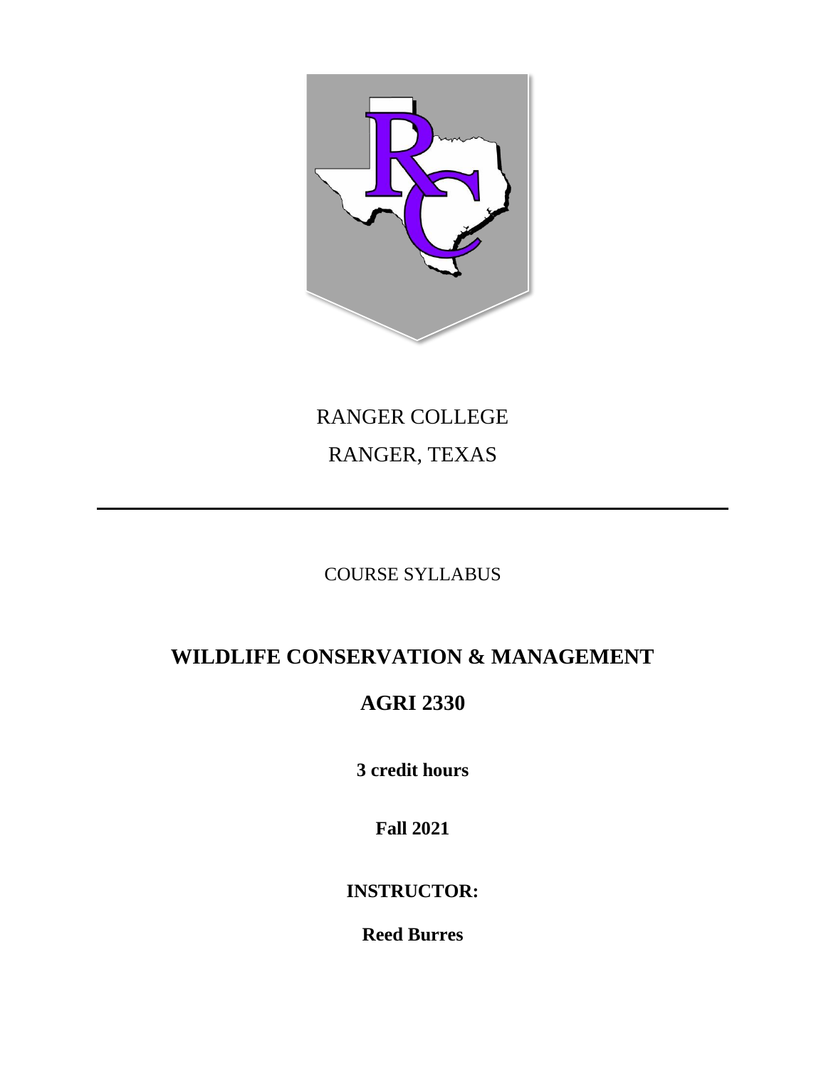RANGER COLLEGE

RANGER, TEXAS

---

COURSE SYLLABUS

# WILDLIFE CONSERVATION & MANAGEMENT

# AGRI 2330

**3 credit hours**

**Fall 2021**

**INSTRUCTOR:**

**Reed Burres**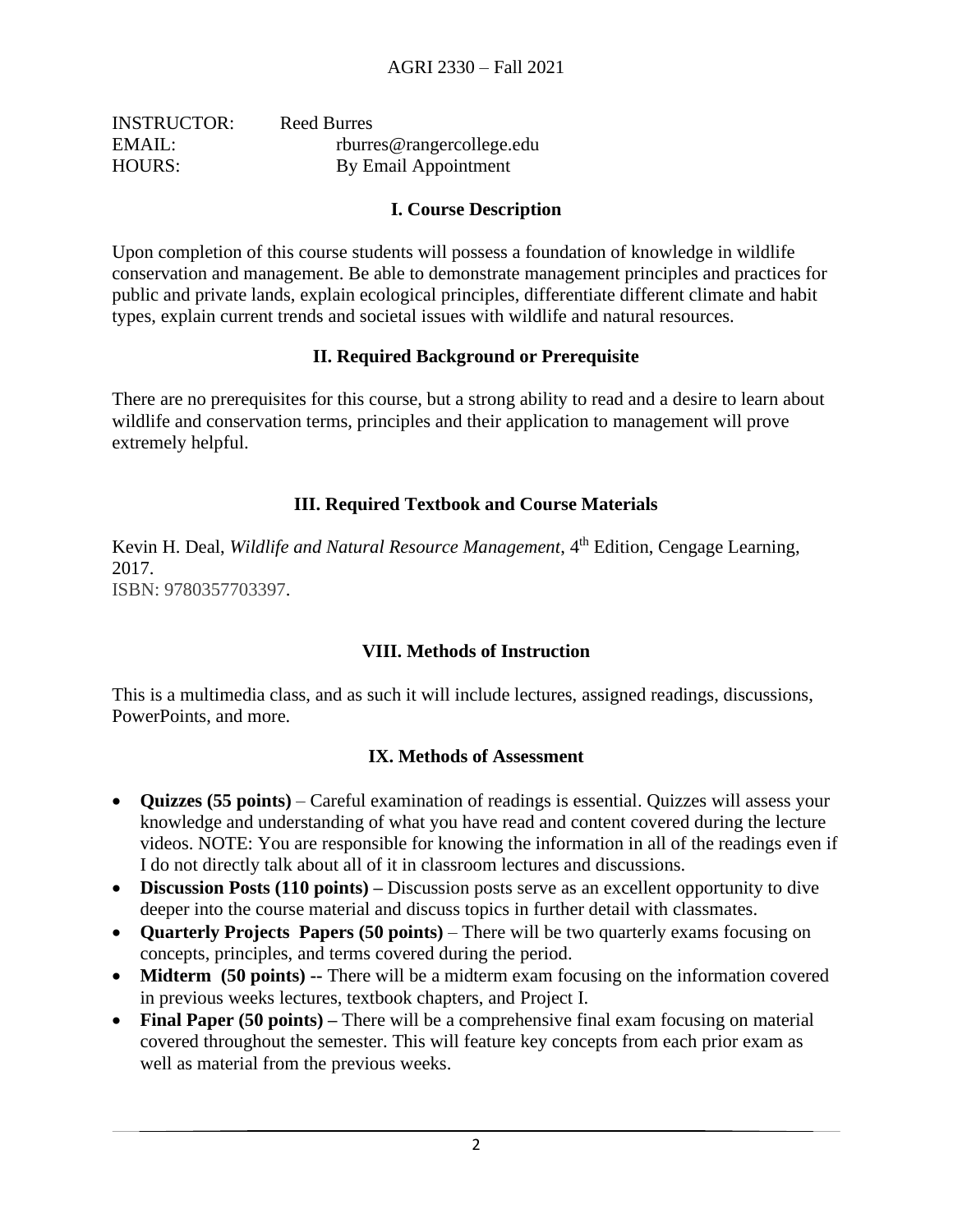INSTRUCTOR: Reed Burres
EMAIL: rburres@rangercollege.edu
HOURS: By Email Appointment

## I. Course Description

Upon completion of this course students will possess a foundation of knowledge in wildlife conservation and management. Be able to demonstrate management principles and practices for public and private lands, explain ecological principles, differentiate different climate and habit types, explain current trends and societal issues with wildlife and natural resources.

## II. Required Background or Prerequisite

There are no prerequisites for this course, but a strong ability to read and a desire to learn about wildlife and conservation terms, principles and their application to management will prove extremely helpful.

## III. Required Textbook and Course Materials

Kevin H. Deal, *Wildlife and Natural Resource Management*, 4th Edition, Cengage Learning, 2017.
ISBN: 9780357703397.

## VIII. Methods of Instruction

This is a multimedia class, and as such it will include lectures, assigned readings, discussions, PowerPoints, and more.

## IX. Methods of Assessment

- **Quizzes (55 points)** – Careful examination of readings is essential. Quizzes will assess your knowledge and understanding of what you have read and content covered during the lecture videos. NOTE: You are responsible for knowing the information in all of the readings even if I do not directly talk about all of it in classroom lectures and discussions.
- **Discussion Posts (110 points) –** Discussion posts serve as an excellent opportunity to dive deeper into the course material and discuss topics in further detail with classmates.
- **Quarterly Projects Papers (50 points)** – There will be two quarterly exams focusing on concepts, principles, and terms covered during the period.
- **Midterm (50 points)** -- There will be a midterm exam focusing on the information covered in previous weeks lectures, textbook chapters, and Project I.
- **Final Paper (50 points) –** There will be a comprehensive final exam focusing on material covered throughout the semester. This will feature key concepts from each prior exam as well as material from the previous weeks.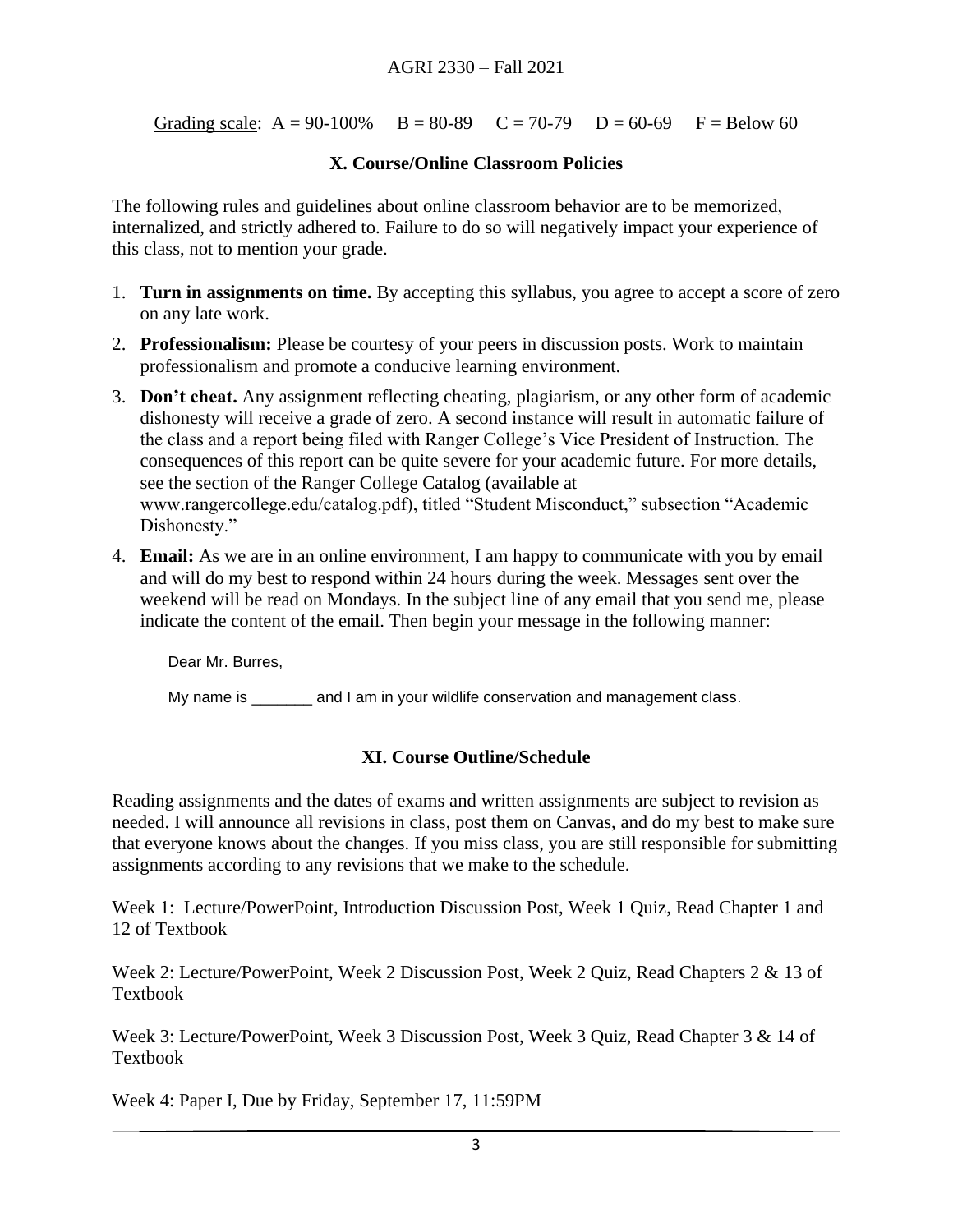Grading scale: A = 90-100% B = 80-89 C = 70-79 D = 60-69 F = Below 60

## X. Course/Online Classroom Policies

The following rules and guidelines about online classroom behavior are to be memorized, internalized, and strictly adhered to. Failure to do so will negatively impact your experience of this class, not to mention your grade.

1. **Turn in assignments on time.** By accepting this syllabus, you agree to accept a score of zero on any late work.
2. **Professionalism:** Please be courtesy of your peers in discussion posts. Work to maintain professionalism and promote a conducive learning environment.
3. **Don't cheat.** Any assignment reflecting cheating, plagiarism, or any other form of academic dishonesty will receive a grade of zero. A second instance will result in automatic failure of the class and a report being filed with Ranger College's Vice President of Instruction. The consequences of this report can be quite severe for your academic future. For more details, see the section of the Ranger College Catalog (available at www.rangercollege.edu/catalog.pdf), titled "Student Misconduct," subsection "Academic Dishonesty."
4. **Email:** As we are in an online environment, I am happy to communicate with you by email and will do my best to respond within 24 hours during the week. Messages sent over the weekend will be read on Mondays. In the subject line of any email that you send me, please indicate the content of the email. Then begin your message in the following manner:

   Dear Mr. Burres,

   My name is _______ and I am in your wildlife conservation and management class.

## XI. Course Outline/Schedule

Reading assignments and the dates of exams and written assignments are subject to revision as needed. I will announce all revisions in class, post them on Canvas, and do my best to make sure that everyone knows about the changes. If you miss class, you are still responsible for submitting assignments according to any revisions that we make to the schedule.

Week 1: Lecture/PowerPoint, Introduction Discussion Post, Week 1 Quiz, Read Chapter 1 and 12 of Textbook

Week 2: Lecture/PowerPoint, Week 2 Discussion Post, Week 2 Quiz, Read Chapters 2 & 13 of Textbook

Week 3: Lecture/PowerPoint, Week 3 Discussion Post, Week 3 Quiz, Read Chapter 3 & 14 of Textbook

Week 4: Paper I, Due by Friday, September 17, 11:59PM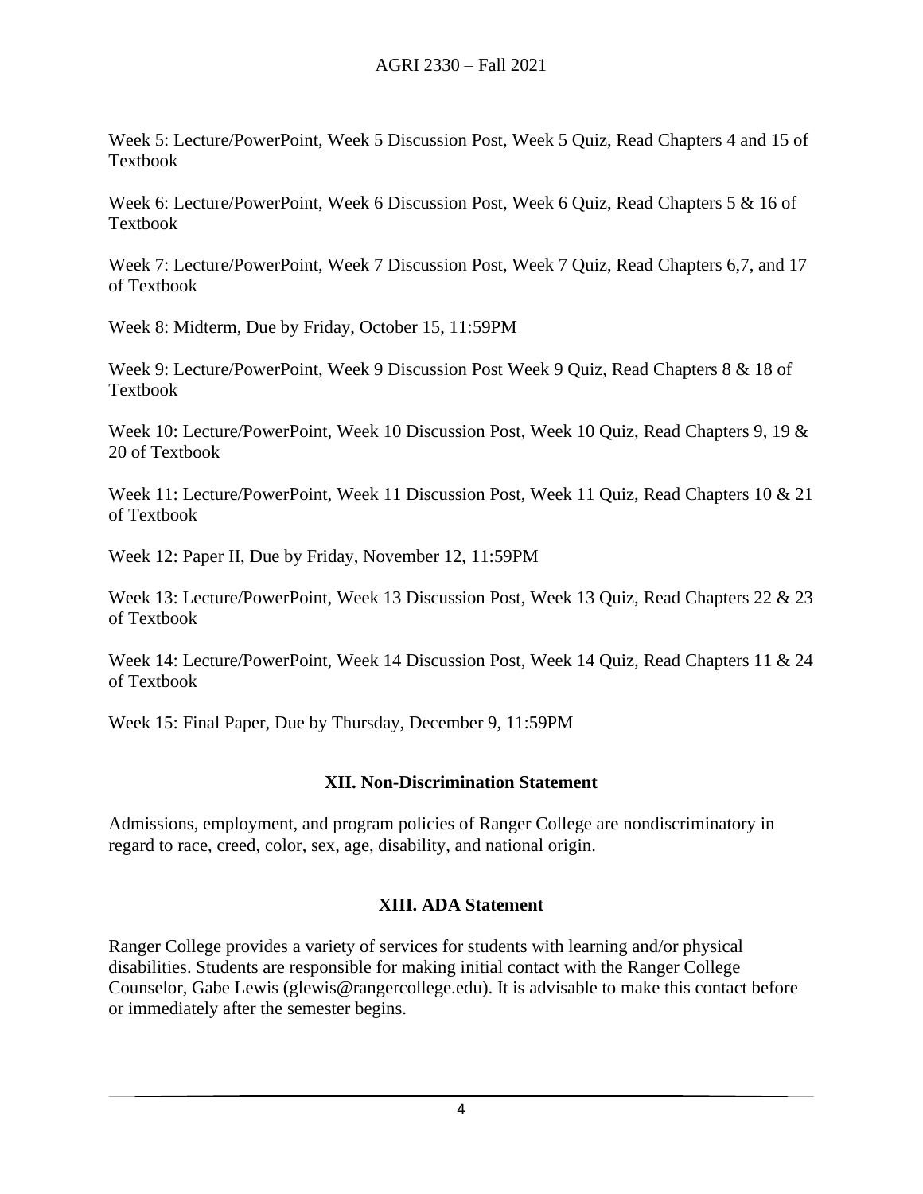Week 5: Lecture/PowerPoint, Week 5 Discussion Post, Week 5 Quiz, Read Chapters 4 and 15 of Textbook

Week 6: Lecture/PowerPoint, Week 6 Discussion Post, Week 6 Quiz, Read Chapters 5 & 16 of Textbook

Week 7: Lecture/PowerPoint, Week 7 Discussion Post, Week 7 Quiz, Read Chapters 6,7, and 17 of Textbook

Week 8: Midterm, Due by Friday, October 15, 11:59PM

Week 9: Lecture/PowerPoint, Week 9 Discussion Post Week 9 Quiz, Read Chapters 8 & 18 of Textbook

Week 10: Lecture/PowerPoint, Week 10 Discussion Post, Week 10 Quiz, Read Chapters 9, 19 & 20 of Textbook

Week 11: Lecture/PowerPoint, Week 11 Discussion Post, Week 11 Quiz, Read Chapters 10 & 21 of Textbook

Week 12: Paper II, Due by Friday, November 12, 11:59PM

Week 13: Lecture/PowerPoint, Week 13 Discussion Post, Week 13 Quiz, Read Chapters 22 & 23 of Textbook

Week 14: Lecture/PowerPoint, Week 14 Discussion Post, Week 14 Quiz, Read Chapters 11 & 24 of Textbook

Week 15: Final Paper, Due by Thursday, December 9, 11:59PM

## XII. Non-Discrimination Statement

Admissions, employment, and program policies of Ranger College are nondiscriminatory in regard to race, creed, color, sex, age, disability, and national origin.

## XIII. ADA Statement

Ranger College provides a variety of services for students with learning and/or physical disabilities. Students are responsible for making initial contact with the Ranger College Counselor, Gabe Lewis (glewis@rangercollege.edu). It is advisable to make this contact before or immediately after the semester begins.